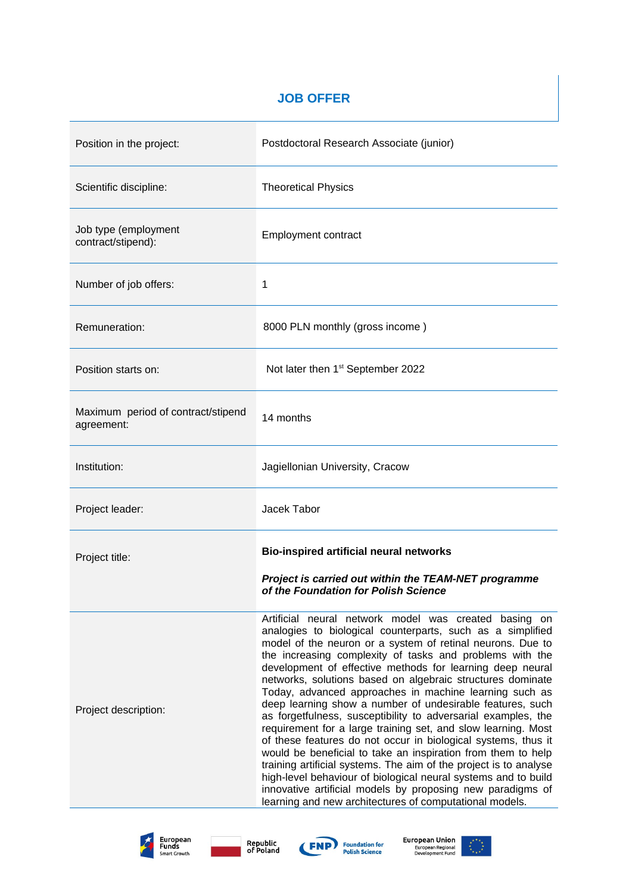# JOB OFFER

| | |
|---|---|
| Position in the project: | Postdoctoral Research Associate (junior) |
| Scientific discipline: | Theoretical Physics |
| Job type (employment contract/stipend): | Employment contract |
| Number of job offers: | 1 |
| Remuneration: | 8000 PLN monthly (gross income ) |
| Position starts on: | Not later then 1st September 2022 |
| Maximum period of contract/stipend agreement: | 14 months |
| Institution: | Jagiellonian University, Cracow |
| Project leader: | Jacek Tabor |
| Project title: | **Bio-inspired artificial neural networks** <br><br> ***Project is carried out within the TEAM-NET programme of the Foundation for Polish Science*** |
| Project description: | Artificial neural network model was created basing on analogies to biological counterparts, such as a simplified model of the neuron or a system of retinal neurons. Due to the increasing complexity of tasks and problems with the development of effective methods for learning deep neural networks, solutions based on algebraic structures dominate Today, advanced approaches in machine learning such as deep learning show a number of undesirable features, such as forgetfulness, susceptibility to adversarial examples, the requirement for a large training set, and slow learning. Most of these features do not occur in biological systems, thus it would be beneficial to take an inspiration from them to help training artificial systems. The aim of the project is to analyse high-level behaviour of biological neural systems and to build innovative artificial models by proposing new paradigms of learning and new architectures of computational models. |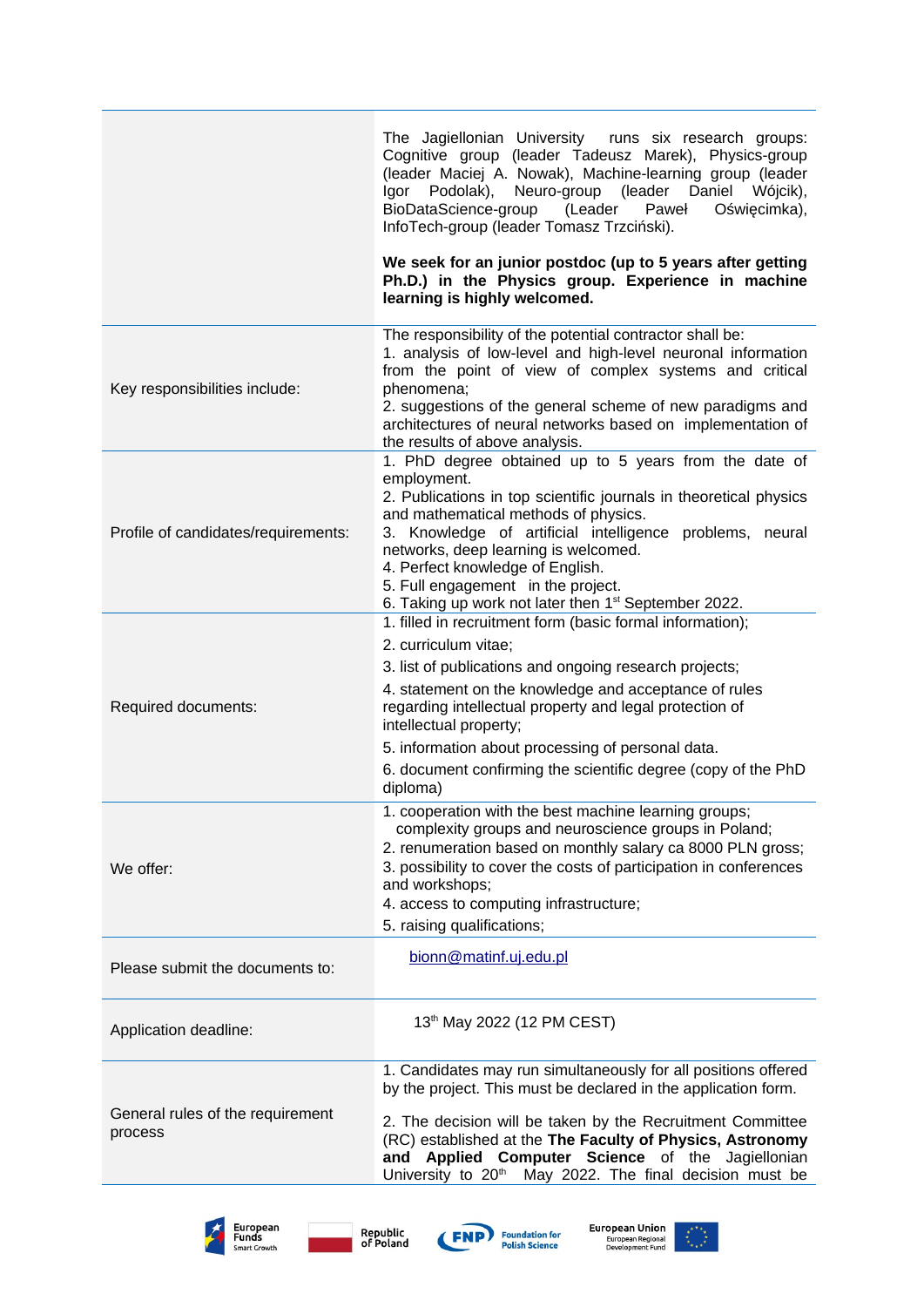| | |
|---|---|
| | The Jagiellonian University runs six research groups: Cognitive group (leader Tadeusz Marek), Physics-group (leader Maciej A. Nowak), Machine-learning group (leader Igor Podolak), Neuro-group (leader Daniel Wójcik), BioDataScience-group (Leader Paweł Oświęcimka), InfoTech-group (leader Tomasz Trzciński).<br><br>**We seek for an junior postdoc (up to 5 years after getting Ph.D.) in the Physics group. Experience in machine learning is highly welcomed.** |
| Key responsibilities include: | The responsibility of the potential contractor shall be:<br>1. analysis of low-level and high-level neuronal information from the point of view of complex systems and critical phenomena;<br>2. suggestions of the general scheme of new paradigms and architectures of neural networks based on implementation of the results of above analysis. |
| Profile of candidates/requirements: | 1. PhD degree obtained up to 5 years from the date of employment.<br>2. Publications in top scientific journals in theoretical physics and mathematical methods of physics.<br>3. Knowledge of artificial intelligence problems, neural networks, deep learning is welcomed.<br>4. Perfect knowledge of English.<br>5. Full engagement in the project.<br>6. Taking up work not later then 1st September 2022. |
| Required documents: | 1. filled in recruitment form (basic formal information);<br>2. curriculum vitae;<br>3. list of publications and ongoing research projects;<br>4. statement on the knowledge and acceptance of rules regarding intellectual property and legal protection of intellectual property;<br>5. information about processing of personal data.<br>6. document confirming the scientific degree (copy of the PhD diploma) |
| We offer: | 1. cooperation with the best machine learning groups; complexity groups and neuroscience groups in Poland;<br>2. renumeration based on monthly salary ca 8000 PLN gross;<br>3. possibility to cover the costs of participation in conferences and workshops;<br>4. access to computing infrastructure;<br>5. raising qualifications; |
| Please submit the documents to: | bionn@matinf.uj.edu.pl |
| Application deadline: | 13th May 2022 (12 PM CEST) |
| General rules of the requirement process | 1. Candidates may run simultaneously for all positions offered by the project. This must be declared in the application form.<br><br>2. The decision will be taken by the Recruitment Committee (RC) established at the **The Faculty of Physics, Astronomy and Applied Computer Science** of the Jagiellonian University to 20th May 2022. The final decision must be |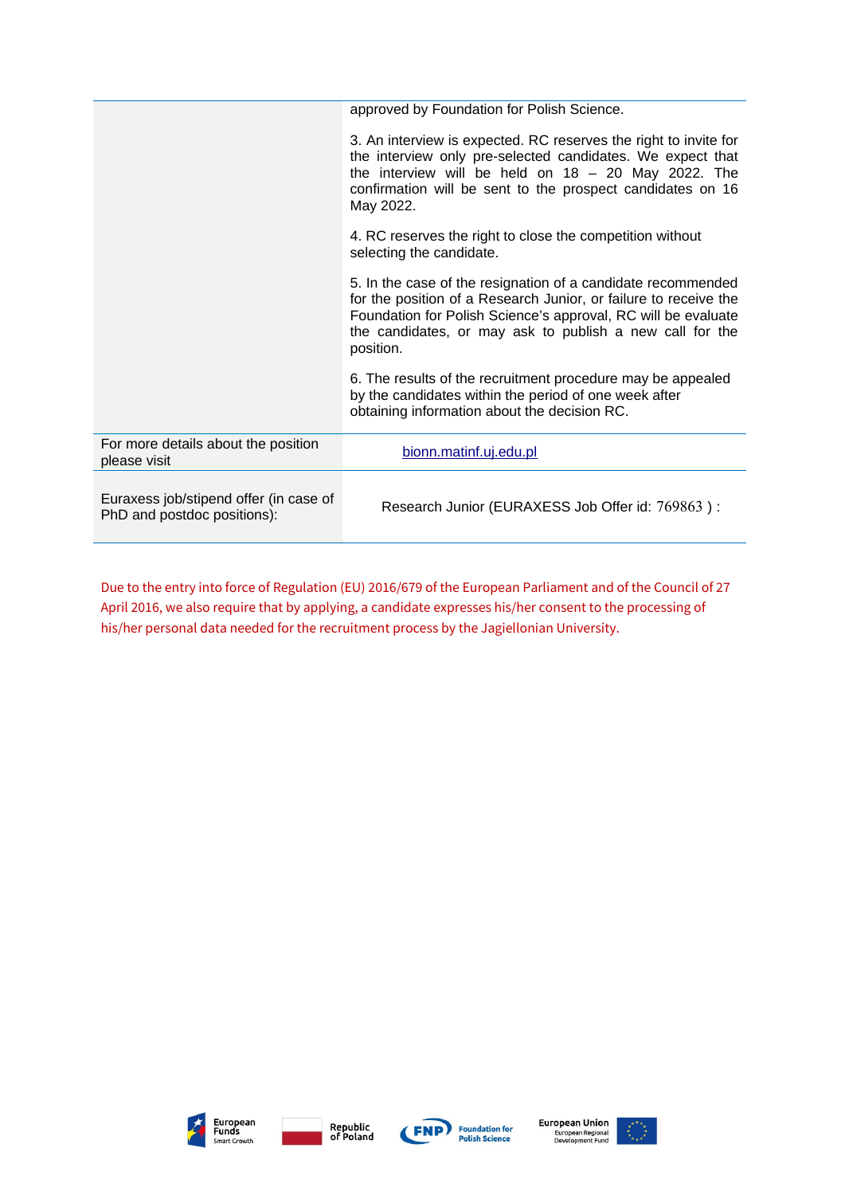| | |
|---|---|
| | approved by Foundation for Polish Science.<br><br>3. An interview is expected. RC reserves the right to invite for the interview only pre-selected candidates. We expect that the interview will be held on 18 – 20 May 2022. The confirmation will be sent to the prospect candidates on 16 May 2022.<br><br>4. RC reserves the right to close the competition without selecting the candidate.<br><br>5. In the case of the resignation of a candidate recommended for the position of a Research Junior, or failure to receive the Foundation for Polish Science's approval, RC will be evaluate the candidates, or may ask to publish a new call for the position.<br><br>6. The results of the recruitment procedure may be appealed by the candidates within the period of one week after obtaining information about the decision RC. |
| For more details about the position please visit | bionn.matinf.uj.edu.pl |
| Euraxess job/stipend offer (in case of PhD and postdoc positions): | Research Junior (EURAXESS Job Offer id: 769863 ) : |

Due to the entry into force of Regulation (EU) 2016/679 of the European Parliament and of the Council of 27 April 2016, we also require that by applying, a candidate expresses his/her consent to the processing of his/her personal data needed for the recruitment process by the Jagiellonian University.